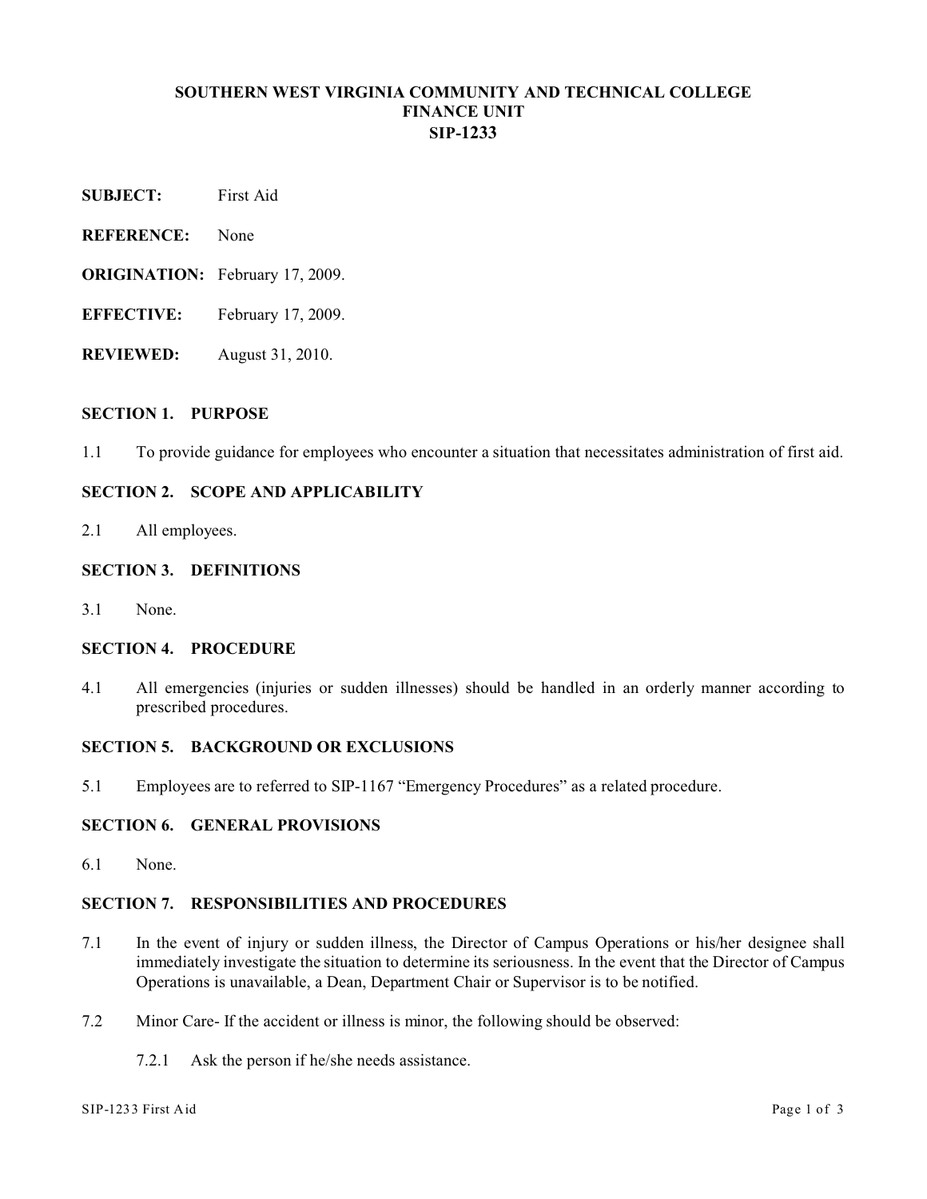**SOUTHERN WEST VIRGINIA COMMUNITY AND TECHNICAL COLLEGE**
**FINANCE UNIT**
**SIP-1233**

**SUBJECT:** First Aid

**REFERENCE:** None

**ORIGINATION:** February 17, 2009.

**EFFECTIVE:** February 17, 2009.

**REVIEWED:** August 31, 2010.

**SECTION 1. PURPOSE**

1.1 To provide guidance for employees who encounter a situation that necessitates administration of first aid.

**SECTION 2. SCOPE AND APPLICABILITY**

2.1 All employees.

**SECTION 3. DEFINITIONS**

3.1 None.

**SECTION 4. PROCEDURE**

4.1 All emergencies (injuries or sudden illnesses) should be handled in an orderly manner according to prescribed procedures.

**SECTION 5. BACKGROUND OR EXCLUSIONS**

5.1 Employees are to referred to SIP-1167 "Emergency Procedures" as a related procedure.

**SECTION 6. GENERAL PROVISIONS**

6.1 None.

**SECTION 7. RESPONSIBILITIES AND PROCEDURES**

7.1 In the event of injury or sudden illness, the Director of Campus Operations or his/her designee shall immediately investigate the situation to determine its seriousness. In the event that the Director of Campus Operations is unavailable, a Dean, Department Chair or Supervisor is to be notified.

7.2 Minor Care- If the accident or illness is minor, the following should be observed:

7.2.1 Ask the person if he/she needs assistance.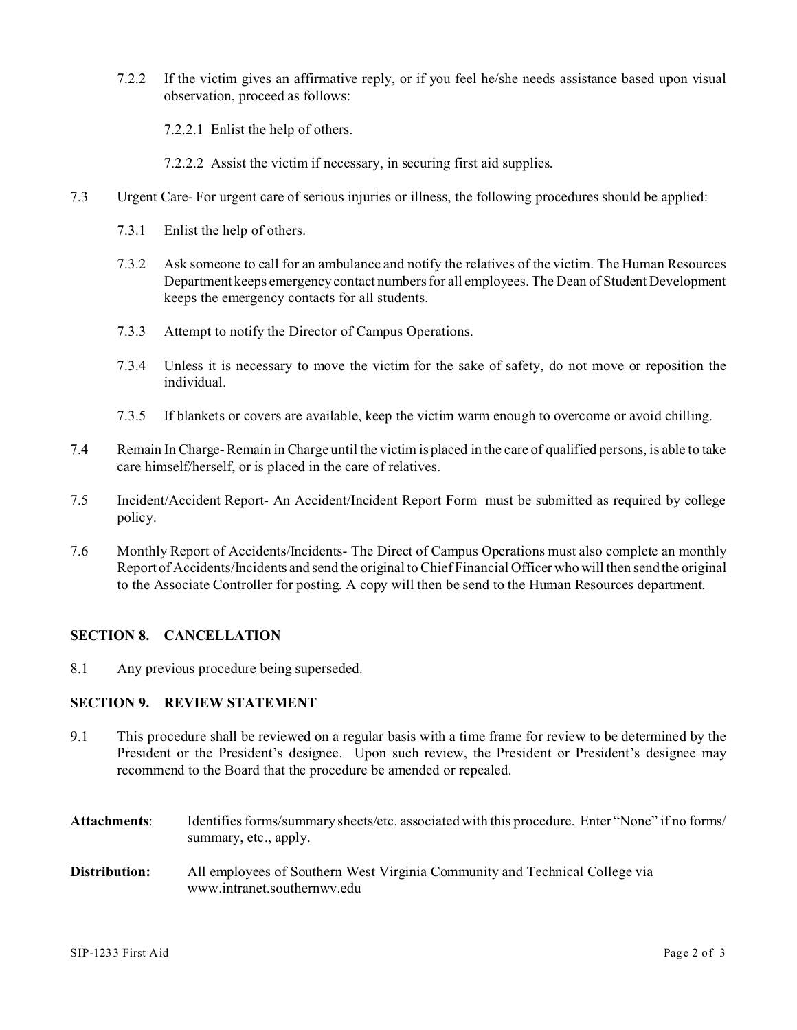7.2.2 If the victim gives an affirmative reply, or if you feel he/she needs assistance based upon visual observation, proceed as follows:

7.2.2.1 Enlist the help of others.

7.2.2.2 Assist the victim if necessary, in securing first aid supplies.

7.3 Urgent Care- For urgent care of serious injuries or illness, the following procedures should be applied:

7.3.1 Enlist the help of others.

7.3.2 Ask someone to call for an ambulance and notify the relatives of the victim. The Human Resources Department keeps emergency contact numbers for all employees. The Dean of Student Development keeps the emergency contacts for all students.

7.3.3 Attempt to notify the Director of Campus Operations.

7.3.4 Unless it is necessary to move the victim for the sake of safety, do not move or reposition the individual.

7.3.5 If blankets or covers are available, keep the victim warm enough to overcome or avoid chilling.

7.4 Remain In Charge- Remain in Charge until the victim is placed in the care of qualified persons, is able to take care himself/herself, or is placed in the care of relatives.

7.5 Incident/Accident Report- An Accident/Incident Report Form must be submitted as required by college policy.

7.6 Monthly Report of Accidents/Incidents- The Direct of Campus Operations must also complete an monthly Report of Accidents/Incidents and send the original to Chief Financial Officer who will then send the original to the Associate Controller for posting. A copy will then be send to the Human Resources department.

## SECTION 8. CANCELLATION

8.1 Any previous procedure being superseded.

## SECTION 9. REVIEW STATEMENT

9.1 This procedure shall be reviewed on a regular basis with a time frame for review to be determined by the President or the President's designee. Upon such review, the President or President's designee may recommend to the Board that the procedure be amended or repealed.

**Attachments**: Identifies forms/summary sheets/etc. associated with this procedure. Enter "None" if no forms/ summary, etc., apply.

**Distribution:** All employees of Southern West Virginia Community and Technical College via www.intranet.southernwv.edu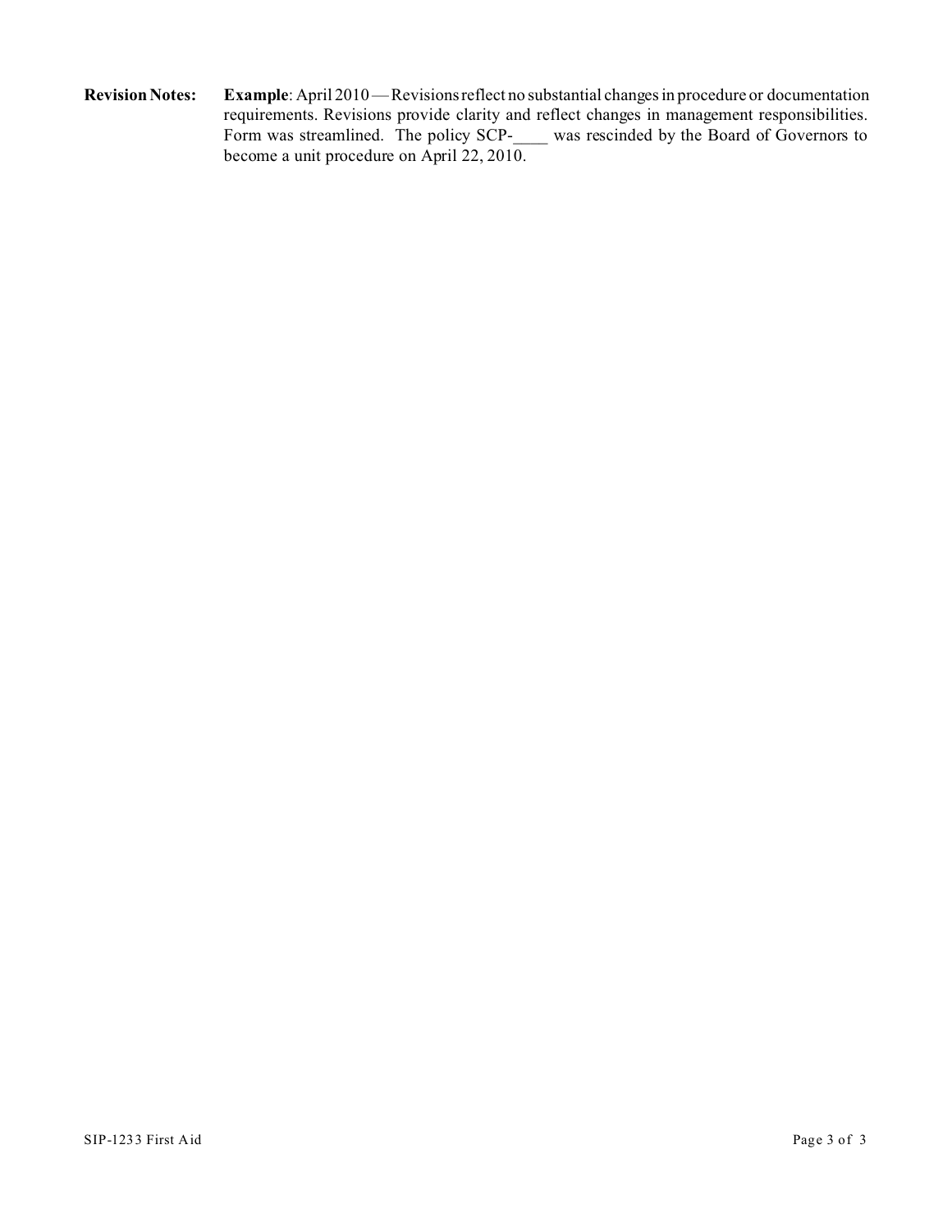**Revision Notes:** **Example**: April 2010 — Revisions reflect no substantial changes in procedure or documentation requirements. Revisions provide clarity and reflect changes in management responsibilities. Form was streamlined. The policy SCP-____ was rescinded by the Board of Governors to become a unit procedure on April 22, 2010.